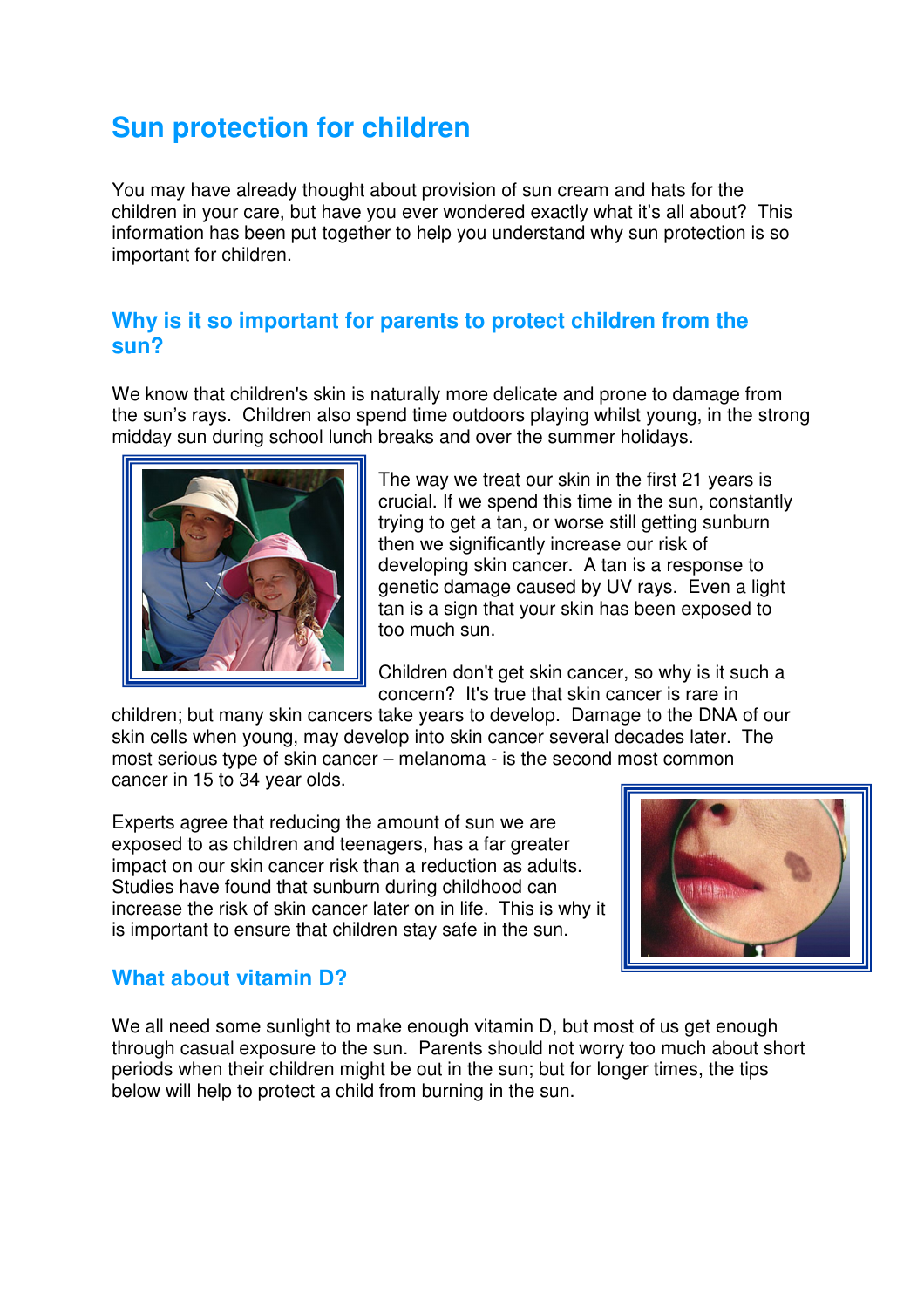# Sun protection for children

You may have already thought about provision of sun cream and hats for the children in your care, but have you ever wondered exactly what it's all about? This information has been put together to help you understand why sun protection is so important for children.

## Why is it so important for parents to protect children from the sun?

We know that children's skin is naturally more delicate and prone to damage from the sun's rays. Children also spend time outdoors playing whilst young, in the strong midday sun during school lunch breaks and over the summer holidays.

The way we treat our skin in the first 21 years is crucial. If we spend this time in the sun, constantly trying to get a tan, or worse still getting sunburn then we significantly increase our risk of developing skin cancer. A tan is a response to genetic damage caused by UV rays. Even a light tan is a sign that your skin has been exposed to too much sun.

Children don't get skin cancer, so why is it such a concern? It's true that skin cancer is rare in children; but many skin cancers take years to develop. Damage to the DNA of our skin cells when young, may develop into skin cancer several decades later. The most serious type of skin cancer – melanoma - is the second most common cancer in 15 to 34 year olds.

Experts agree that reducing the amount of sun we are exposed to as children and teenagers, has a far greater impact on our skin cancer risk than a reduction as adults. Studies have found that sunburn during childhood can increase the risk of skin cancer later on in life. This is why it is important to ensure that children stay safe in the sun.

## What about vitamin D?

We all need some sunlight to make enough vitamin D, but most of us get enough through casual exposure to the sun. Parents should not worry too much about short periods when their children might be out in the sun; but for longer times, the tips below will help to protect a child from burning in the sun.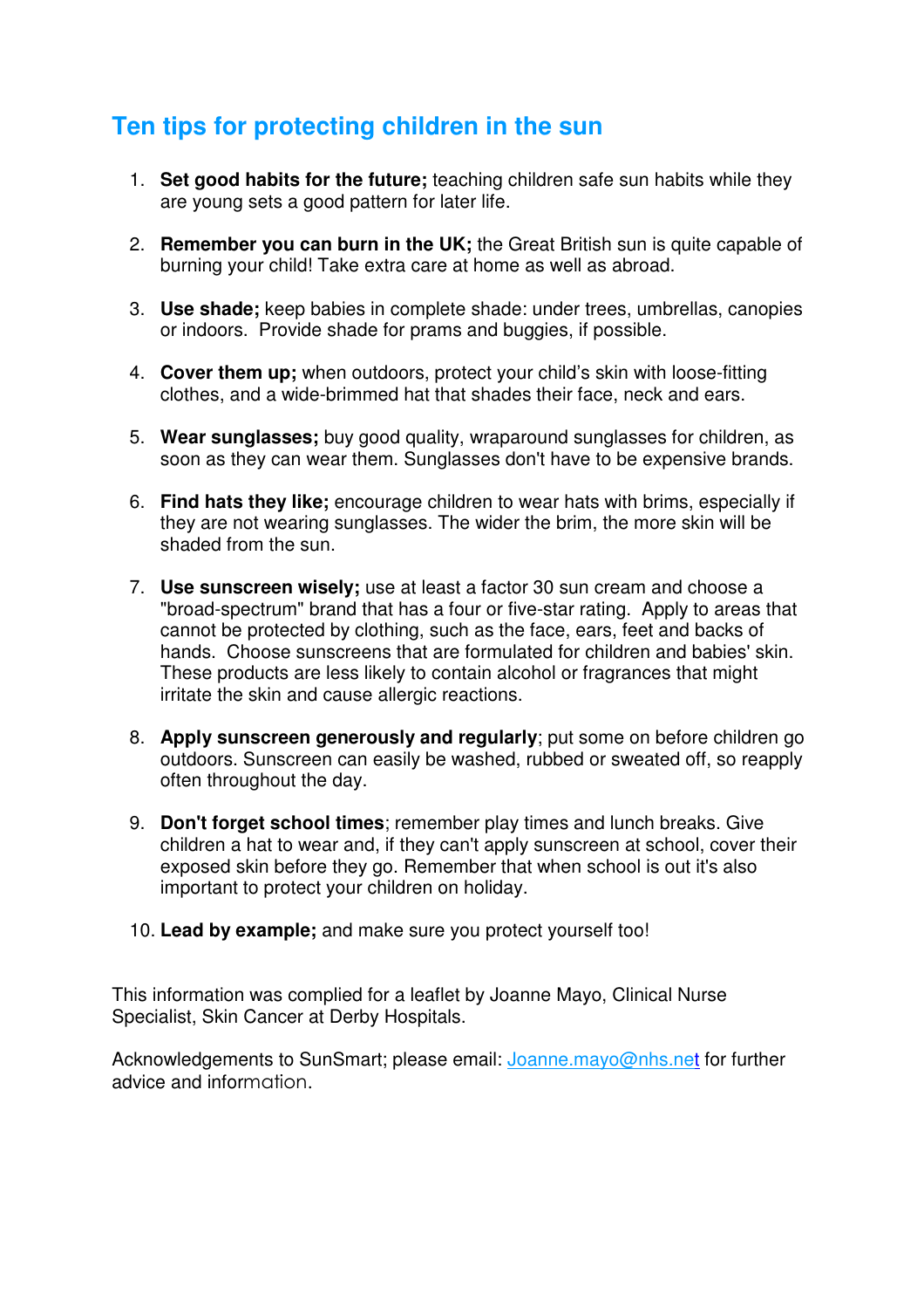## Ten tips for protecting children in the sun

1. **Set good habits for the future;** teaching children safe sun habits while they are young sets a good pattern for later life.

2. **Remember you can burn in the UK;** the Great British sun is quite capable of burning your child! Take extra care at home as well as abroad.

3. **Use shade;** keep babies in complete shade: under trees, umbrellas, canopies or indoors. Provide shade for prams and buggies, if possible.

4. **Cover them up;** when outdoors, protect your child's skin with loose-fitting clothes, and a wide-brimmed hat that shades their face, neck and ears.

5. **Wear sunglasses;** buy good quality, wraparound sunglasses for children, as soon as they can wear them. Sunglasses don't have to be expensive brands.

6. **Find hats they like;** encourage children to wear hats with brims, especially if they are not wearing sunglasses. The wider the brim, the more skin will be shaded from the sun.

7. **Use sunscreen wisely;** use at least a factor 30 sun cream and choose a "broad-spectrum" brand that has a four or five-star rating. Apply to areas that cannot be protected by clothing, such as the face, ears, feet and backs of hands. Choose sunscreens that are formulated for children and babies' skin. These products are less likely to contain alcohol or fragrances that might irritate the skin and cause allergic reactions.

8. **Apply sunscreen generously and regularly**; put some on before children go outdoors. Sunscreen can easily be washed, rubbed or sweated off, so reapply often throughout the day.

9. **Don't forget school times**; remember play times and lunch breaks. Give children a hat to wear and, if they can't apply sunscreen at school, cover their exposed skin before they go. Remember that when school is out it's also important to protect your children on holiday.

10. **Lead by example;** and make sure you protect yourself too!

This information was complied for a leaflet by Joanne Mayo, Clinical Nurse Specialist, Skin Cancer at Derby Hospitals.

Acknowledgements to SunSmart; please email: Joanne.mayo@nhs.net for further advice and information.